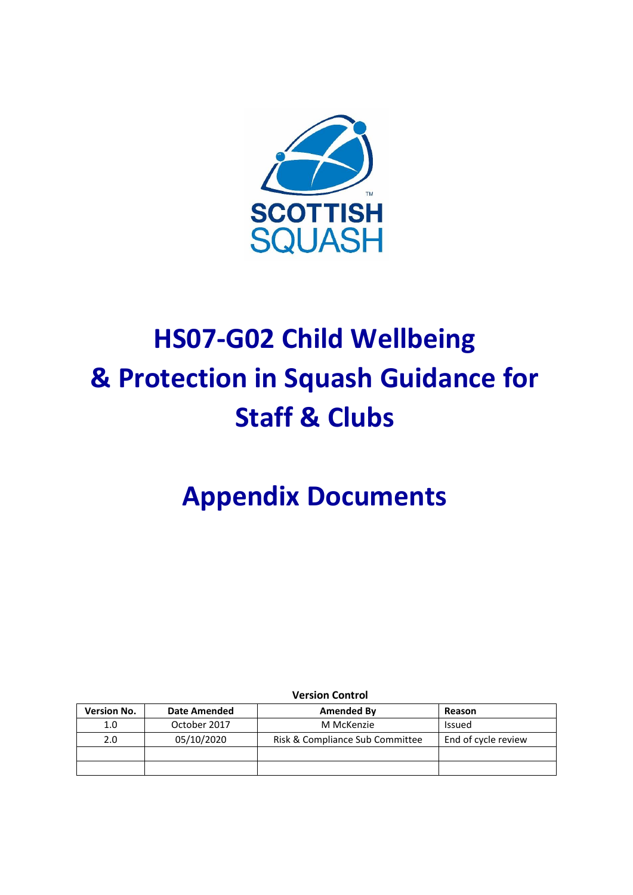SCOTTISH SQUASH

# HS07-G02 Child Wellbeing & Protection in Squash Guidance for Staff & Clubs

# Appendix Documents

**Version Control**

| Version No. | Date Amended | Amended By | Reason |
|---|---|---|---|
| 1.0 | October 2017 | M McKenzie | Issued |
| 2.0 | 05/10/2020 | Risk & Compliance Sub Committee | End of cycle review |
| | | | |
| | | | |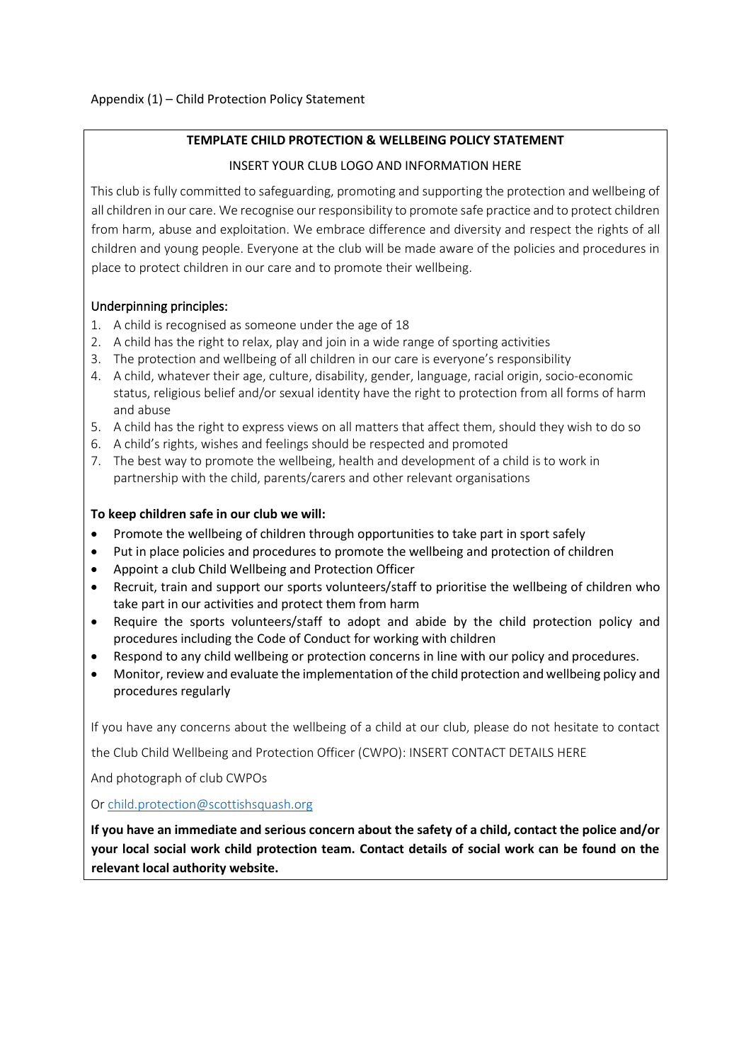Appendix (1) – Child Protection Policy Statement

**TEMPLATE CHILD PROTECTION & WELLBEING POLICY STATEMENT**

INSERT YOUR CLUB LOGO AND INFORMATION HERE

This club is fully committed to safeguarding, promoting and supporting the protection and wellbeing of all children in our care. We recognise our responsibility to promote safe practice and to protect children from harm, abuse and exploitation. We embrace difference and diversity and respect the rights of all children and young people. Everyone at the club will be made aware of the policies and procedures in place to protect children in our care and to promote their wellbeing.

### Underpinning principles:

1. A child is recognised as someone under the age of 18
2. A child has the right to relax, play and join in a wide range of sporting activities
3. The protection and wellbeing of all children in our care is everyone's responsibility
4. A child, whatever their age, culture, disability, gender, language, racial origin, socio-economic status, religious belief and/or sexual identity have the right to protection from all forms of harm and abuse
5. A child has the right to express views on all matters that affect them, should they wish to do so
6. A child's rights, wishes and feelings should be respected and promoted
7. The best way to promote the wellbeing, health and development of a child is to work in partnership with the child, parents/carers and other relevant organisations

**To keep children safe in our club we will:**

- Promote the wellbeing of children through opportunities to take part in sport safely
- Put in place policies and procedures to promote the wellbeing and protection of children
- Appoint a club Child Wellbeing and Protection Officer
- Recruit, train and support our sports volunteers/staff to prioritise the wellbeing of children who take part in our activities and protect them from harm
- Require the sports volunteers/staff to adopt and abide by the child protection policy and procedures including the Code of Conduct for working with children
- Respond to any child wellbeing or protection concerns in line with our policy and procedures.
- Monitor, review and evaluate the implementation of the child protection and wellbeing policy and procedures regularly

If you have any concerns about the wellbeing of a child at our club, please do not hesitate to contact

the Club Child Wellbeing and Protection Officer (CWPO): INSERT CONTACT DETAILS HERE

And photograph of club CWPOs

Or child.protection@scottishsquash.org

**If you have an immediate and serious concern about the safety of a child, contact the police and/or your local social work child protection team. Contact details of social work can be found on the relevant local authority website.**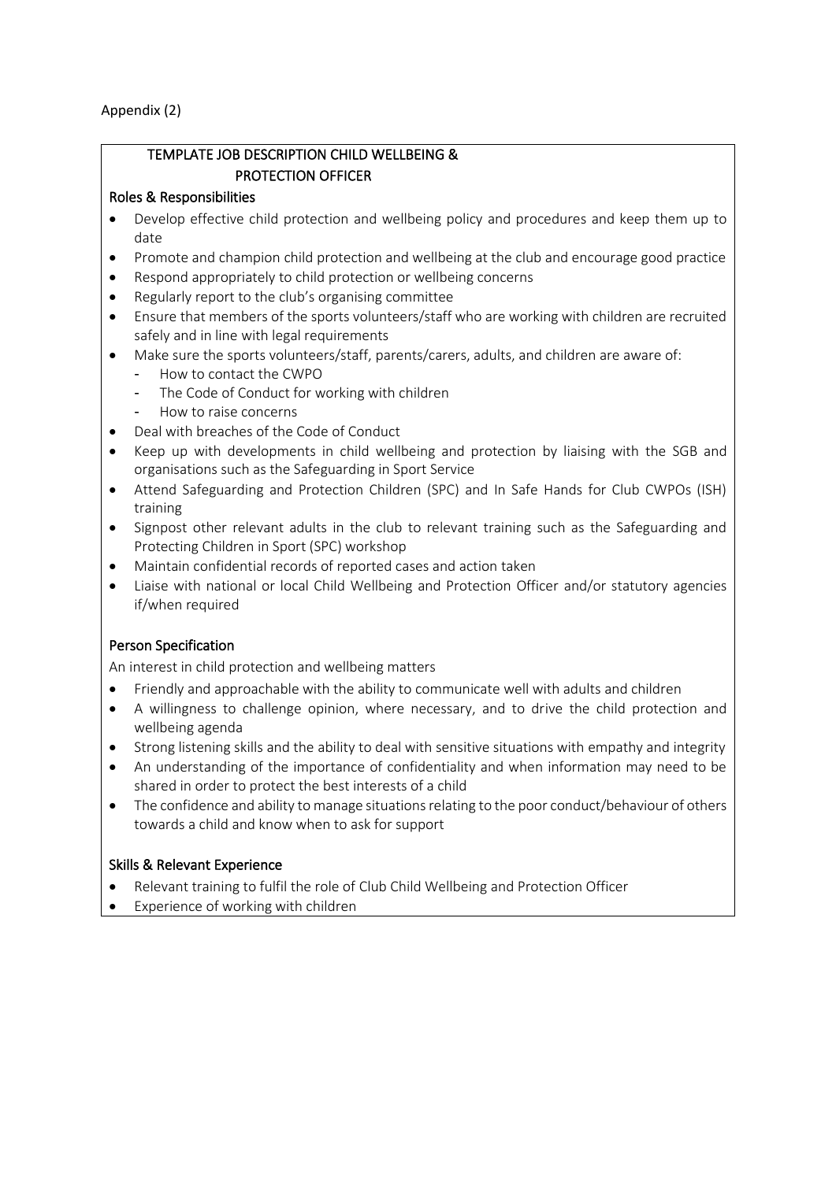Appendix (2)

## TEMPLATE JOB DESCRIPTION CHILD WELLBEING & PROTECTION OFFICER

### Roles & Responsibilities

- Develop effective child protection and wellbeing policy and procedures and keep them up to date
- Promote and champion child protection and wellbeing at the club and encourage good practice
- Respond appropriately to child protection or wellbeing concerns
- Regularly report to the club's organising committee
- Ensure that members of the sports volunteers/staff who are working with children are recruited safely and in line with legal requirements
- Make sure the sports volunteers/staff, parents/carers, adults, and children are aware of:
  - How to contact the CWPO
  - The Code of Conduct for working with children
  - How to raise concerns
- Deal with breaches of the Code of Conduct
- Keep up with developments in child wellbeing and protection by liaising with the SGB and organisations such as the Safeguarding in Sport Service
- Attend Safeguarding and Protection Children (SPC) and In Safe Hands for Club CWPOs (ISH) training
- Signpost other relevant adults in the club to relevant training such as the Safeguarding and Protecting Children in Sport (SPC) workshop
- Maintain confidential records of reported cases and action taken
- Liaise with national or local Child Wellbeing and Protection Officer and/or statutory agencies if/when required

### Person Specification

An interest in child protection and wellbeing matters

- Friendly and approachable with the ability to communicate well with adults and children
- A willingness to challenge opinion, where necessary, and to drive the child protection and wellbeing agenda
- Strong listening skills and the ability to deal with sensitive situations with empathy and integrity
- An understanding of the importance of confidentiality and when information may need to be shared in order to protect the best interests of a child
- The confidence and ability to manage situations relating to the poor conduct/behaviour of others towards a child and know when to ask for support

### Skills & Relevant Experience

- Relevant training to fulfil the role of Club Child Wellbeing and Protection Officer
- Experience of working with children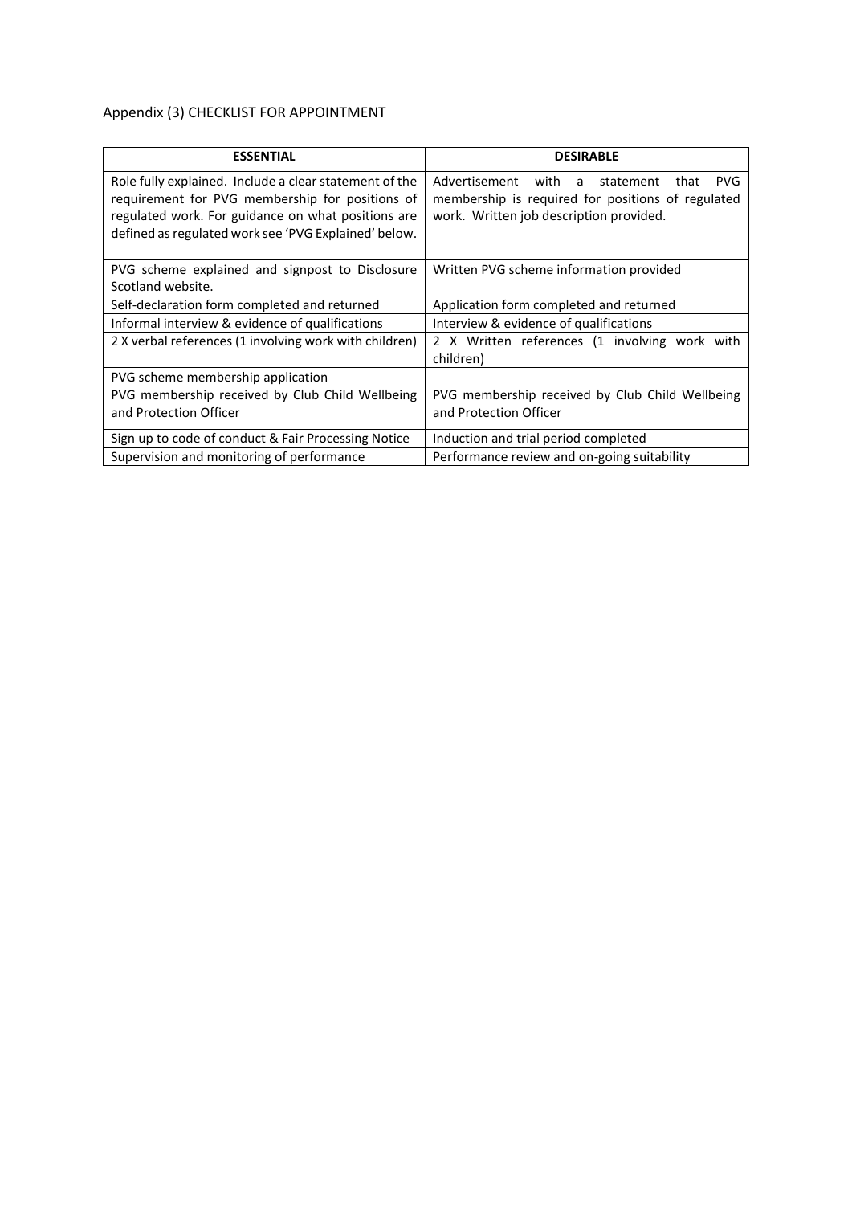Appendix (3) CHECKLIST FOR APPOINTMENT

| **ESSENTIAL** | **DESIRABLE** |
|---|---|
| Role fully explained. Include a clear statement of the requirement for PVG membership for positions of regulated work. For guidance on what positions are defined as regulated work see 'PVG Explained' below. | Advertisement with a statement that PVG membership is required for positions of regulated work. Written job description provided. |
| PVG scheme explained and signpost to Disclosure Scotland website. | Written PVG scheme information provided |
| Self-declaration form completed and returned | Application form completed and returned |
| Informal interview & evidence of qualifications | Interview & evidence of qualifications |
| 2 X verbal references (1 involving work with children) | 2 X Written references (1 involving work with children) |
| PVG scheme membership application | |
| PVG membership received by Club Child Wellbeing and Protection Officer | PVG membership received by Club Child Wellbeing and Protection Officer |
| Sign up to code of conduct & Fair Processing Notice | Induction and trial period completed |
| Supervision and monitoring of performance | Performance review and on-going suitability |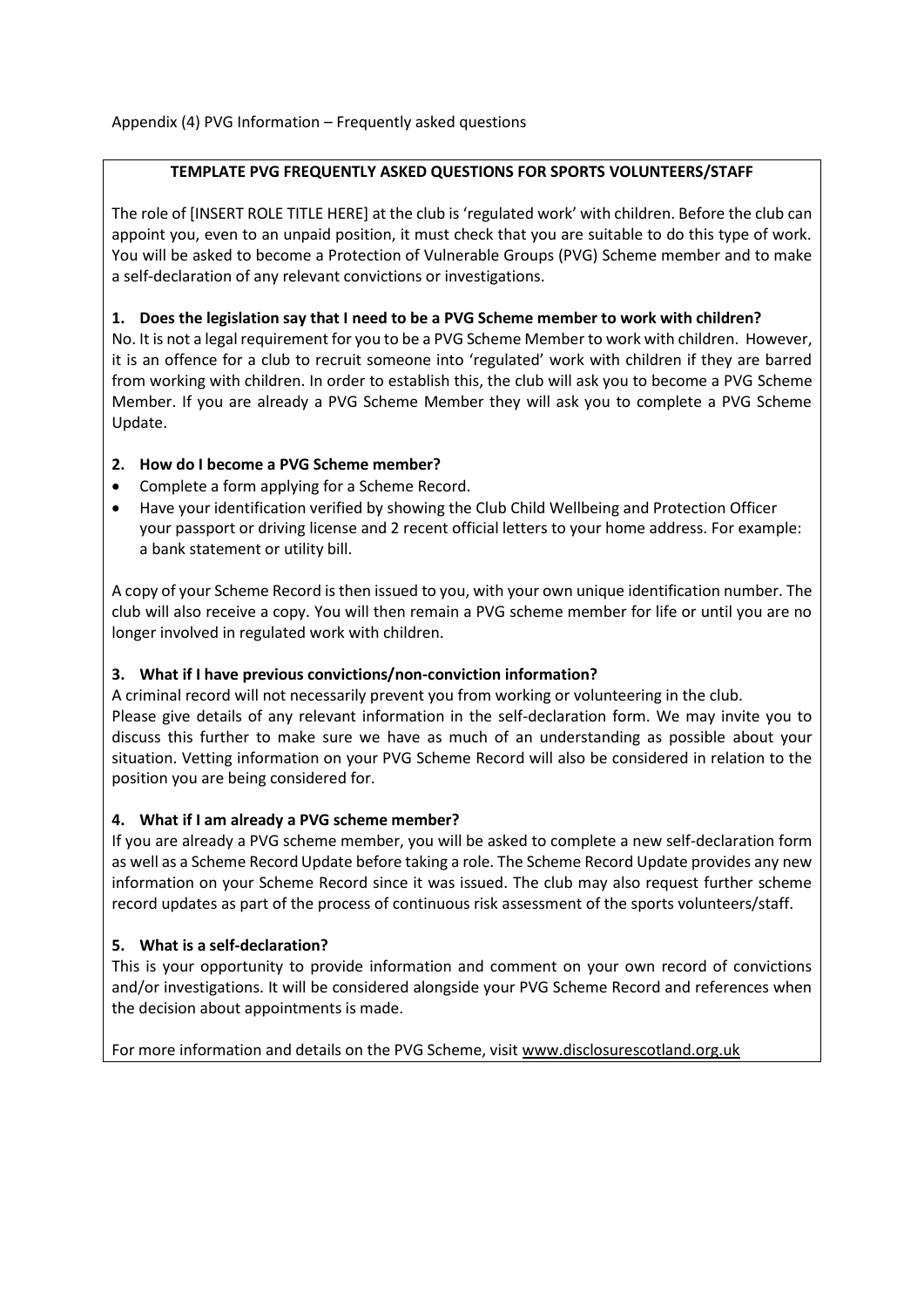Appendix (4) PVG Information – Frequently asked questions

**TEMPLATE PVG FREQUENTLY ASKED QUESTIONS FOR SPORTS VOLUNTEERS/STAFF**

The role of [INSERT ROLE TITLE HERE] at the club is 'regulated work' with children. Before the club can appoint you, even to an unpaid position, it must check that you are suitable to do this type of work. You will be asked to become a Protection of Vulnerable Groups (PVG) Scheme member and to make a self-declaration of any relevant convictions or investigations.

**1. Does the legislation say that I need to be a PVG Scheme member to work with children?**

No. It is not a legal requirement for you to be a PVG Scheme Member to work with children. However, it is an offence for a club to recruit someone into 'regulated' work with children if they are barred from working with children. In order to establish this, the club will ask you to become a PVG Scheme Member. If you are already a PVG Scheme Member they will ask you to complete a PVG Scheme Update.

**2. How do I become a PVG Scheme member?**

- Complete a form applying for a Scheme Record.
- Have your identification verified by showing the Club Child Wellbeing and Protection Officer your passport or driving license and 2 recent official letters to your home address. For example: a bank statement or utility bill.

A copy of your Scheme Record is then issued to you, with your own unique identification number. The club will also receive a copy. You will then remain a PVG scheme member for life or until you are no longer involved in regulated work with children.

**3. What if I have previous convictions/non-conviction information?**

A criminal record will not necessarily prevent you from working or volunteering in the club.
Please give details of any relevant information in the self-declaration form. We may invite you to discuss this further to make sure we have as much of an understanding as possible about your situation. Vetting information on your PVG Scheme Record will also be considered in relation to the position you are being considered for.

**4. What if I am already a PVG scheme member?**

If you are already a PVG scheme member, you will be asked to complete a new self-declaration form as well as a Scheme Record Update before taking a role. The Scheme Record Update provides any new information on your Scheme Record since it was issued. The club may also request further scheme record updates as part of the process of continuous risk assessment of the sports volunteers/staff.

**5. What is a self-declaration?**

This is your opportunity to provide information and comment on your own record of convictions and/or investigations. It will be considered alongside your PVG Scheme Record and references when the decision about appointments is made.

For more information and details on the PVG Scheme, visit www.disclosurescotland.org.uk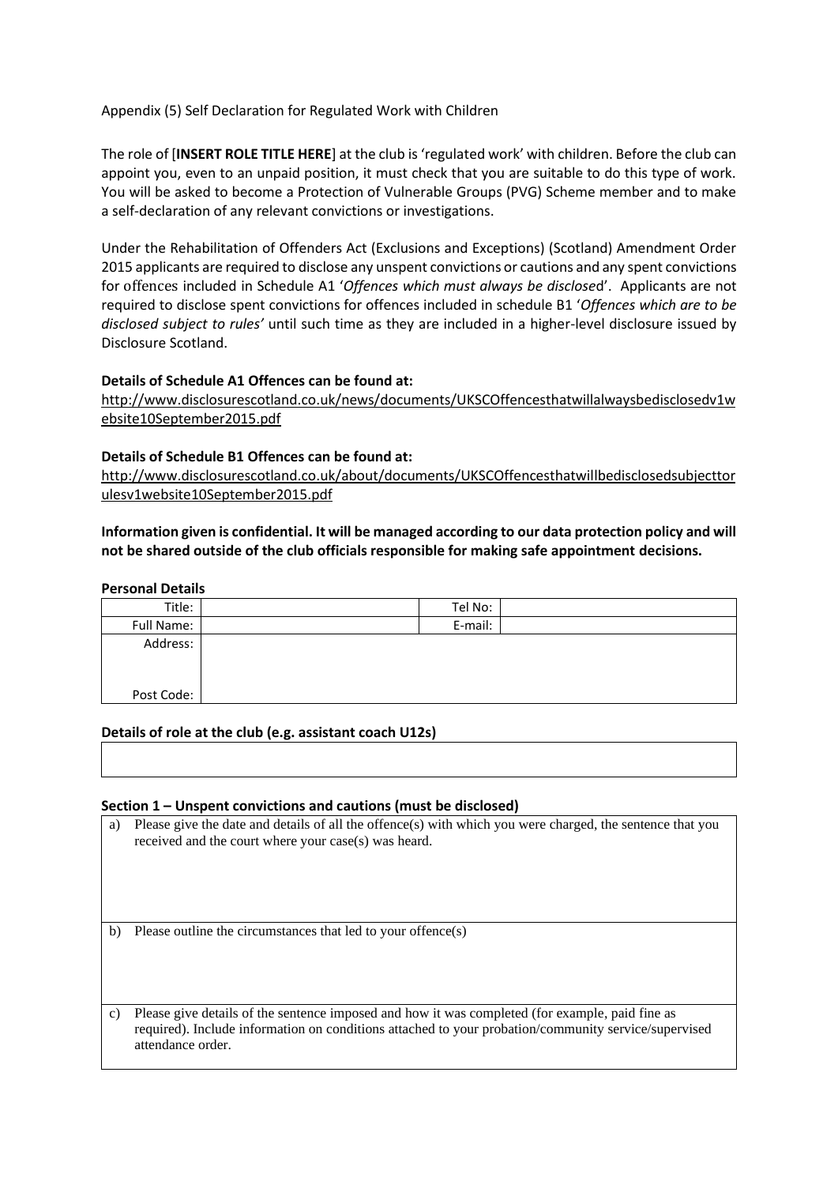Appendix (5) Self Declaration for Regulated Work with Children

The role of [**INSERT ROLE TITLE HERE**] at the club is 'regulated work' with children. Before the club can appoint you, even to an unpaid position, it must check that you are suitable to do this type of work. You will be asked to become a Protection of Vulnerable Groups (PVG) Scheme member and to make a self-declaration of any relevant convictions or investigations.

Under the Rehabilitation of Offenders Act (Exclusions and Exceptions) (Scotland) Amendment Order 2015 applicants are required to disclose any unspent convictions or cautions and any spent convictions for offences included in Schedule A1 '*Offences which must always be disclosed*'. Applicants are not required to disclose spent convictions for offences included in schedule B1 '*Offences which are to be disclosed subject to rules'* until such time as they are included in a higher-level disclosure issued by Disclosure Scotland.

**Details of Schedule A1 Offences can be found at:**
http://www.disclosurescotland.co.uk/news/documents/UKSCOffencesthatwillalwaysbedisclosedv1website10September2015.pdf

**Details of Schedule B1 Offences can be found at:**
http://www.disclosurescotland.co.uk/about/documents/UKSCOffencesthatwillbedisclosedsubjecttorulesv1website10September2015.pdf

**Information given is confidential. It will be managed according to our data protection policy and will not be shared outside of the club officials responsible for making safe appointment decisions.**

**Personal Details**

| Title: | | Tel No: | |
|---|---|---|---|
| Full Name: | | E-mail: | |
| Address: | | | |
| Post Code: | | | |

**Details of role at the club (e.g. assistant coach U12s)**

| |
|---|
| |

**Section 1 – Unspent convictions and cautions (must be disclosed)**

| |
|---|
| a) Please give the date and details of all the offence(s) with which you were charged, the sentence that you received and the court where your case(s) was heard. |
| b) Please outline the circumstances that led to your offence(s) |
| c) Please give details of the sentence imposed and how it was completed (for example, paid fine as required). Include information on conditions attached to your probation/community service/supervised attendance order. |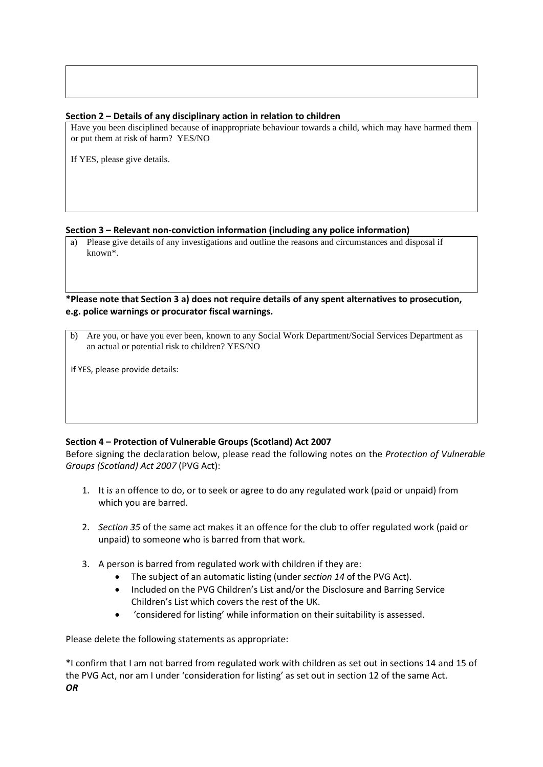**Section 2 – Details of any disciplinary action in relation to children**

Have you been disciplined because of inappropriate behaviour towards a child, which may have harmed them or put them at risk of harm? YES/NO

If YES, please give details.

**Section 3 – Relevant non-conviction information (including any police information)**

a) Please give details of any investigations and outline the reasons and circumstances and disposal if known*.

***Please note that Section 3 a) does not require details of any spent alternatives to prosecution, e.g. police warnings or procurator fiscal warnings.**

b) Are you, or have you ever been, known to any Social Work Department/Social Services Department as an actual or potential risk to children? YES/NO

If YES, please provide details:

**Section 4 – Protection of Vulnerable Groups (Scotland) Act 2007**

Before signing the declaration below, please read the following notes on the *Protection of Vulnerable Groups (Scotland) Act 2007* (PVG Act):

1. It is an offence to do, or to seek or agree to do any regulated work (paid or unpaid) from which you are barred.

2. *Section 35* of the same act makes it an offence for the club to offer regulated work (paid or unpaid) to someone who is barred from that work.

3. A person is barred from regulated work with children if they are:
   - The subject of an automatic listing (under *section 14* of the PVG Act).
   - Included on the PVG Children's List and/or the Disclosure and Barring Service Children's List which covers the rest of the UK.
   - 'considered for listing' while information on their suitability is assessed.

Please delete the following statements as appropriate:

*I confirm that I am not barred from regulated work with children as set out in sections 14 and 15 of the PVG Act, nor am I under 'consideration for listing' as set out in section 12 of the same Act.

***OR***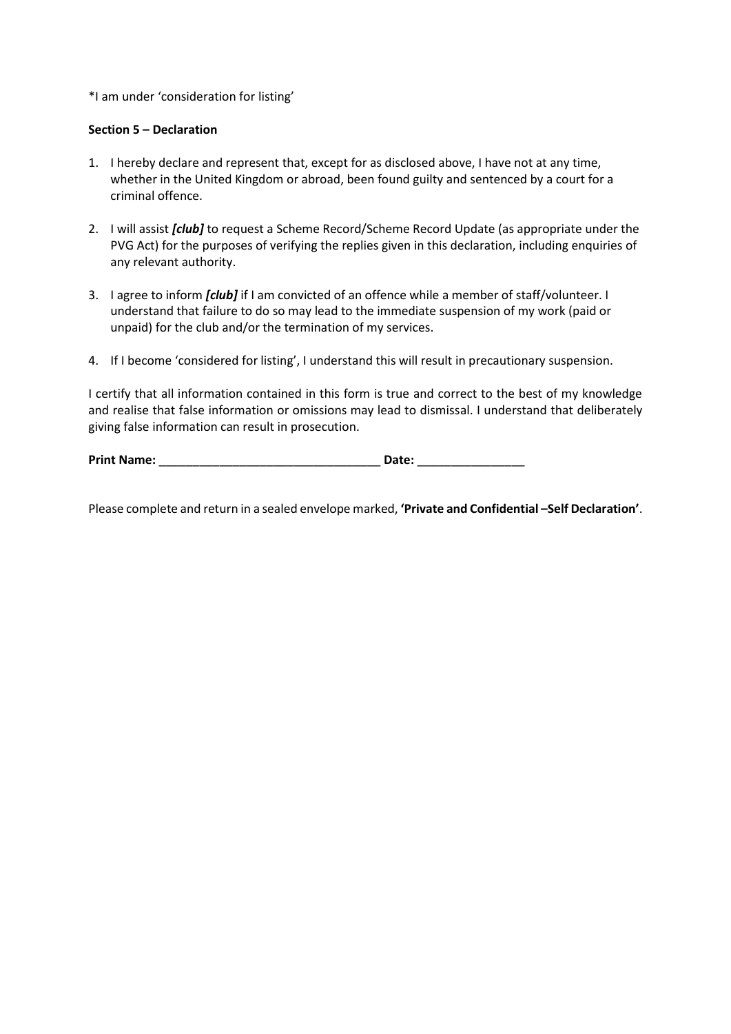*I am under 'consideration for listing'

**Section 5 – Declaration**

1. I hereby declare and represent that, except for as disclosed above, I have not at any time, whether in the United Kingdom or abroad, been found guilty and sentenced by a court for a criminal offence.

2. I will assist ***[club]*** to request a Scheme Record/Scheme Record Update (as appropriate under the PVG Act) for the purposes of verifying the replies given in this declaration, including enquiries of any relevant authority.

3. I agree to inform ***[club]*** if I am convicted of an offence while a member of staff/volunteer. I understand that failure to do so may lead to the immediate suspension of my work (paid or unpaid) for the club and/or the termination of my services.

4. If I become 'considered for listing', I understand this will result in precautionary suspension.

I certify that all information contained in this form is true and correct to the best of my knowledge and realise that false information or omissions may lead to dismissal. I understand that deliberately giving false information can result in prosecution.

**Print Name:** ________________________________ **Date:** ________________

Please complete and return in a sealed envelope marked, **'Private and Confidential –Self Declaration'**.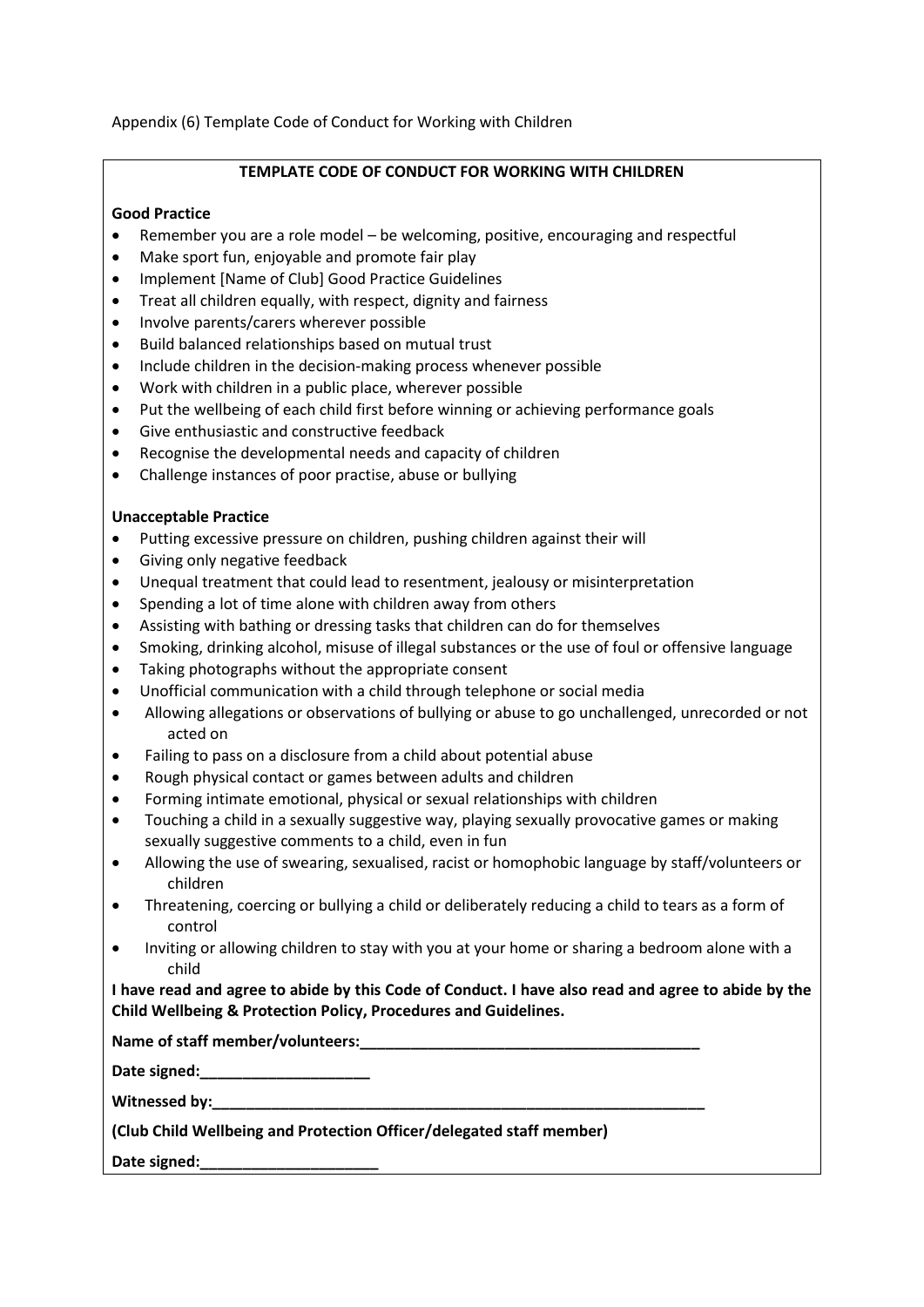Appendix (6) Template Code of Conduct for Working with Children

## TEMPLATE CODE OF CONDUCT FOR WORKING WITH CHILDREN

**Good Practice**

- Remember you are a role model – be welcoming, positive, encouraging and respectful
- Make sport fun, enjoyable and promote fair play
- Implement [Name of Club] Good Practice Guidelines
- Treat all children equally, with respect, dignity and fairness
- Involve parents/carers wherever possible
- Build balanced relationships based on mutual trust
- Include children in the decision-making process whenever possible
- Work with children in a public place, wherever possible
- Put the wellbeing of each child first before winning or achieving performance goals
- Give enthusiastic and constructive feedback
- Recognise the developmental needs and capacity of children
- Challenge instances of poor practise, abuse or bullying

**Unacceptable Practice**

- Putting excessive pressure on children, pushing children against their will
- Giving only negative feedback
- Unequal treatment that could lead to resentment, jealousy or misinterpretation
- Spending a lot of time alone with children away from others
- Assisting with bathing or dressing tasks that children can do for themselves
- Smoking, drinking alcohol, misuse of illegal substances or the use of foul or offensive language
- Taking photographs without the appropriate consent
- Unofficial communication with a child through telephone or social media
- Allowing allegations or observations of bullying or abuse to go unchallenged, unrecorded or not acted on
- Failing to pass on a disclosure from a child about potential abuse
- Rough physical contact or games between adults and children
- Forming intimate emotional, physical or sexual relationships with children
- Touching a child in a sexually suggestive way, playing sexually provocative games or making sexually suggestive comments to a child, even in fun
- Allowing the use of swearing, sexualised, racist or homophobic language by staff/volunteers or children
- Threatening, coercing or bullying a child or deliberately reducing a child to tears as a form of control
- Inviting or allowing children to stay with you at your home or sharing a bedroom alone with a child

**I have read and agree to abide by this Code of Conduct. I have also read and agree to abide by the Child Wellbeing & Protection Policy, Procedures and Guidelines.**

**Name of staff member/volunteers:________________________________________**

**Date signed:____________________**

**Witnessed by:____________________________________________________________**

**(Club Child Wellbeing and Protection Officer/delegated staff member)**

**Date signed:_____________________**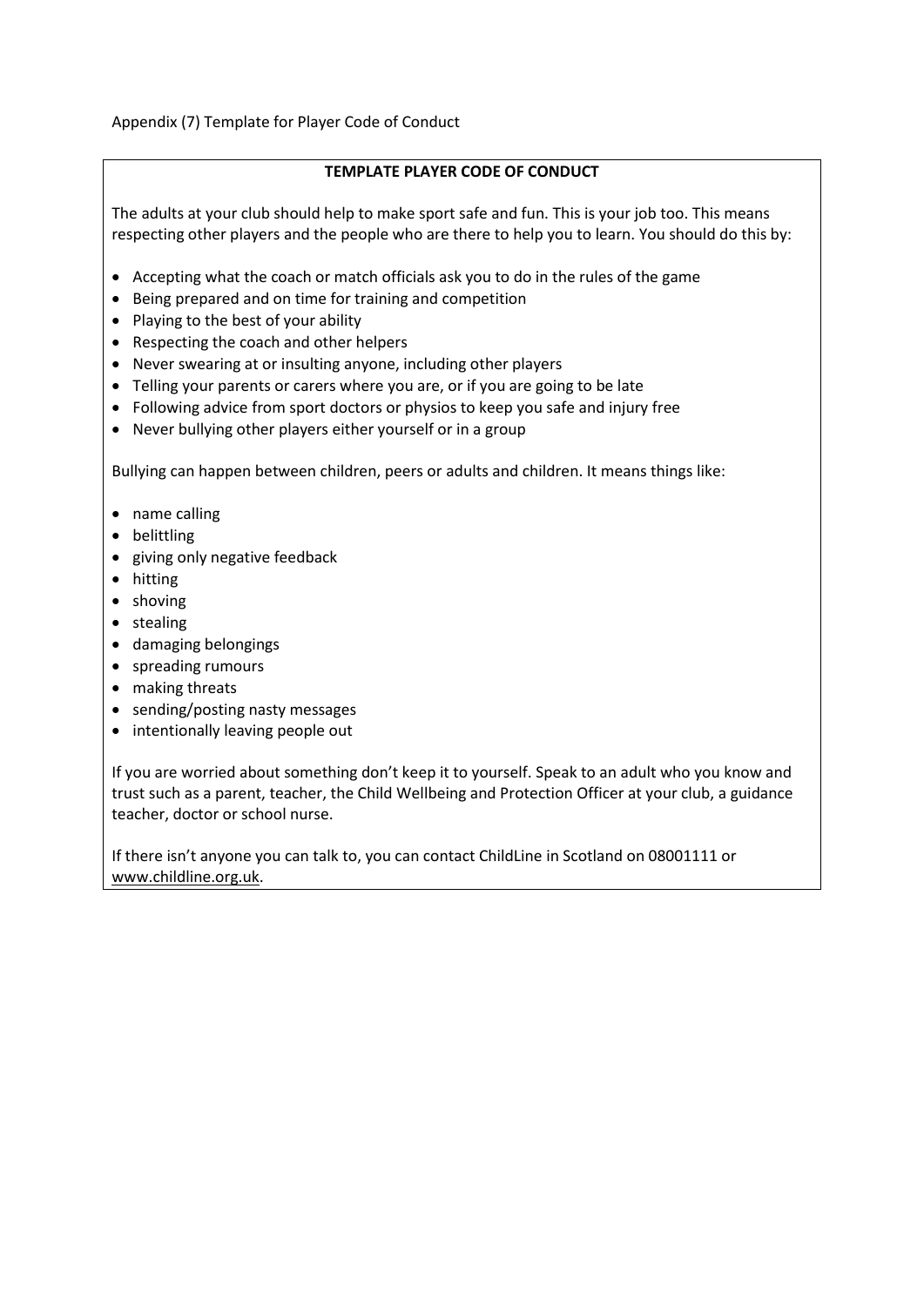Appendix (7) Template for Player Code of Conduct

## TEMPLATE PLAYER CODE OF CONDUCT

The adults at your club should help to make sport safe and fun. This is your job too. This means respecting other players and the people who are there to help you to learn. You should do this by:

- Accepting what the coach or match officials ask you to do in the rules of the game
- Being prepared and on time for training and competition
- Playing to the best of your ability
- Respecting the coach and other helpers
- Never swearing at or insulting anyone, including other players
- Telling your parents or carers where you are, or if you are going to be late
- Following advice from sport doctors or physios to keep you safe and injury free
- Never bullying other players either yourself or in a group

Bullying can happen between children, peers or adults and children. It means things like:

- name calling
- belittling
- giving only negative feedback
- hitting
- shoving
- stealing
- damaging belongings
- spreading rumours
- making threats
- sending/posting nasty messages
- intentionally leaving people out

If you are worried about something don't keep it to yourself. Speak to an adult who you know and trust such as a parent, teacher, the Child Wellbeing and Protection Officer at your club, a guidance teacher, doctor or school nurse.

If there isn't anyone you can talk to, you can contact ChildLine in Scotland on 08001111 or www.childline.org.uk.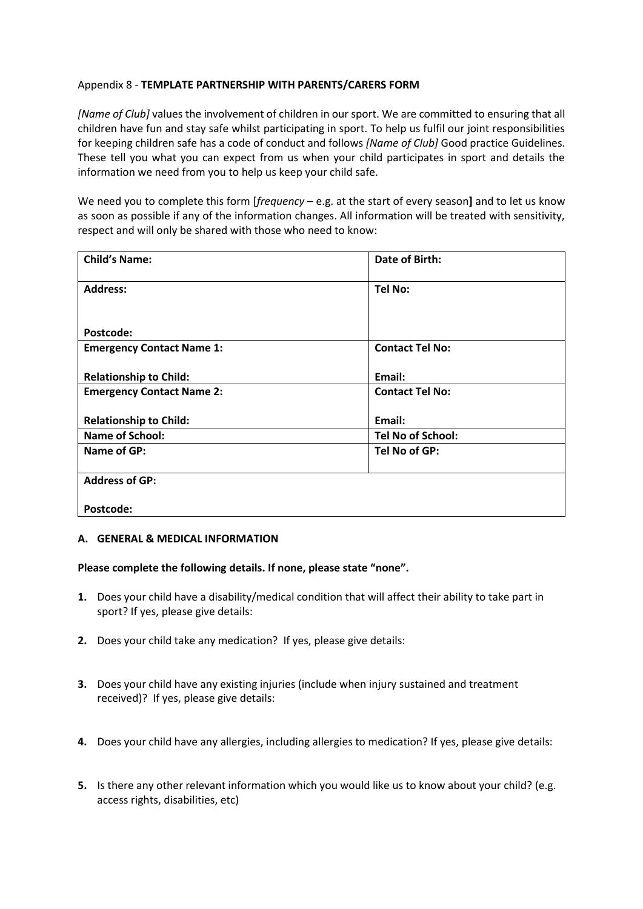Appendix 8 - **TEMPLATE PARTNERSHIP WITH PARENTS/CARERS FORM**

*[Name of Club]* values the involvement of children in our sport. We are committed to ensuring that all children have fun and stay safe whilst participating in sport. To help us fulfil our joint responsibilities for keeping children safe has a code of conduct and follows *[Name of Club]* Good practice Guidelines. These tell you what you can expect from us when your child participates in sport and details the information we need from you to help us keep your child safe.

We need you to complete this form [*frequency* – e.g. at the start of every season**]** and to let us know as soon as possible if any of the information changes. All information will be treated with sensitivity, respect and will only be shared with those who need to know:

| **Child's Name:** | **Date of Birth:** |
|---|---|
| **Address:**<br><br>**Postcode:** | **Tel No:** |
| **Emergency Contact Name 1:**<br><br>**Relationship to Child:** | **Contact Tel No:**<br><br>**Email:** |
| **Emergency Contact Name 2:**<br><br>**Relationship to Child:** | **Contact Tel No:**<br><br>**Email:** |
| **Name of School:** | **Tel No of School:** |
| **Name of GP:** | **Tel No of GP:** |
| **Address of GP:**<br><br>**Postcode:** | |

**A. GENERAL & MEDICAL INFORMATION**

**Please complete the following details. If none, please state "none".**

1. Does your child have a disability/medical condition that will affect their ability to take part in sport? If yes, please give details:

2. Does your child take any medication? If yes, please give details:

3. Does your child have any existing injuries (include when injury sustained and treatment received)? If yes, please give details:

4. Does your child have any allergies, including allergies to medication? If yes, please give details:

5. Is there any other relevant information which you would like us to know about your child? (e.g. access rights, disabilities, etc)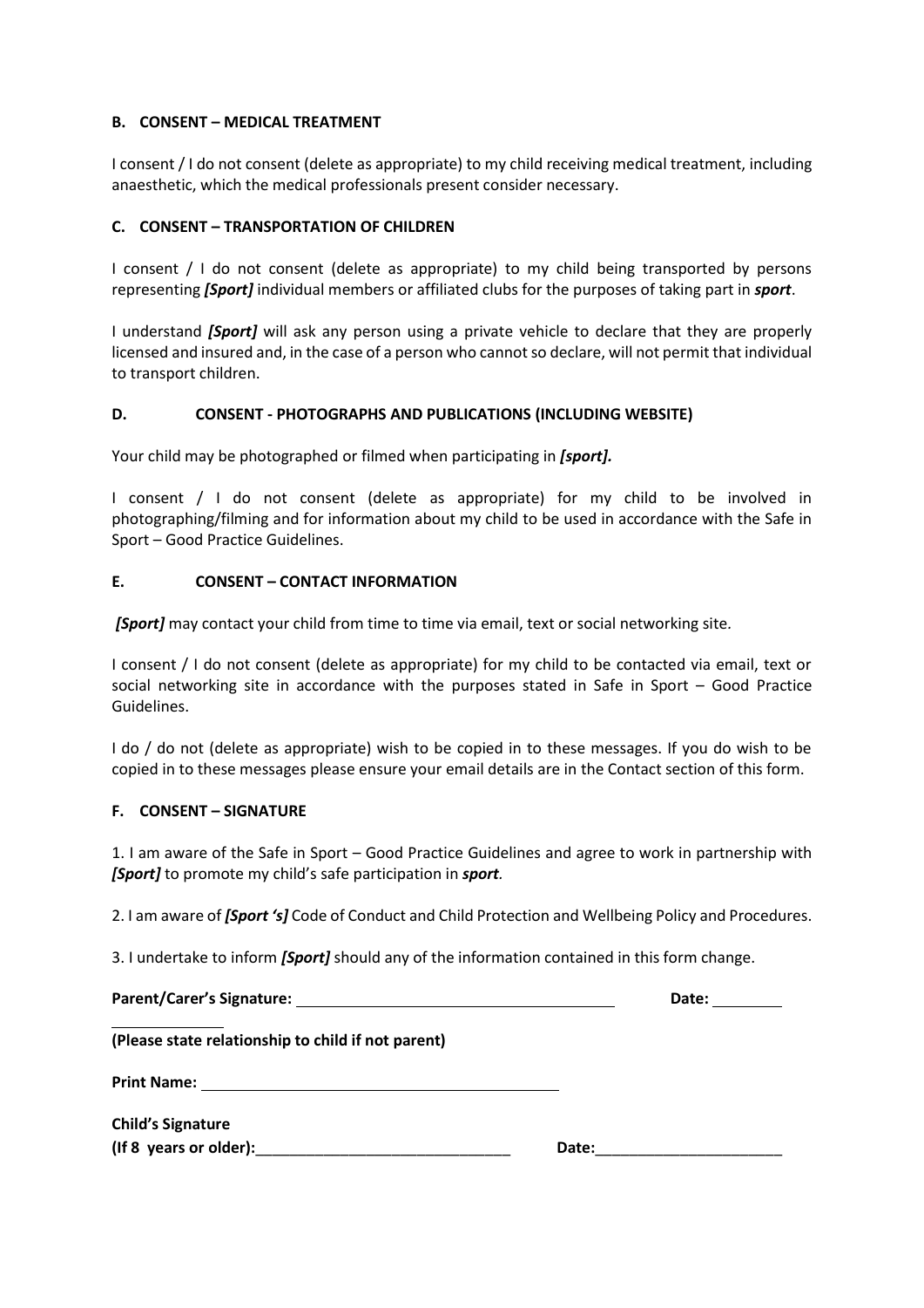**B. CONSENT – MEDICAL TREATMENT**

I consent / I do not consent (delete as appropriate) to my child receiving medical treatment, including anaesthetic, which the medical professionals present consider necessary.

**C. CONSENT – TRANSPORTATION OF CHILDREN**

I consent / I do not consent (delete as appropriate) to my child being transported by persons representing ***[Sport]*** individual members or affiliated clubs for the purposes of taking part in ***sport***.

I understand ***[Sport]*** will ask any person using a private vehicle to declare that they are properly licensed and insured and, in the case of a person who cannot so declare, will not permit that individual to transport children.

**D. CONSENT - PHOTOGRAPHS AND PUBLICATIONS (INCLUDING WEBSITE)**

Your child may be photographed or filmed when participating in ***[sport].***

I consent / I do not consent (delete as appropriate) for my child to be involved in photographing/filming and for information about my child to be used in accordance with the Safe in Sport – Good Practice Guidelines.

**E. CONSENT – CONTACT INFORMATION**

***[Sport]*** may contact your child from time to time via email, text or social networking site.

I consent / I do not consent (delete as appropriate) for my child to be contacted via email, text or social networking site in accordance with the purposes stated in Safe in Sport – Good Practice Guidelines.

I do / do not (delete as appropriate) wish to be copied in to these messages. If you do wish to be copied in to these messages please ensure your email details are in the Contact section of this form.

**F. CONSENT – SIGNATURE**

1. I am aware of the Safe in Sport – Good Practice Guidelines and agree to work in partnership with ***[Sport]*** to promote my child's safe participation in ***sport.***

2. I am aware of ***[Sport 's]*** Code of Conduct and Child Protection and Wellbeing Policy and Procedures.

3. I undertake to inform ***[Sport]*** should any of the information contained in this form change.

**Parent/Carer's Signature:** ______________________________ **Date:** ________

______________

**(Please state relationship to child if not parent)**

**Print Name:** ______________________________

**Child's Signature**
**(If 8 years or older):**______________________________ **Date:**______________________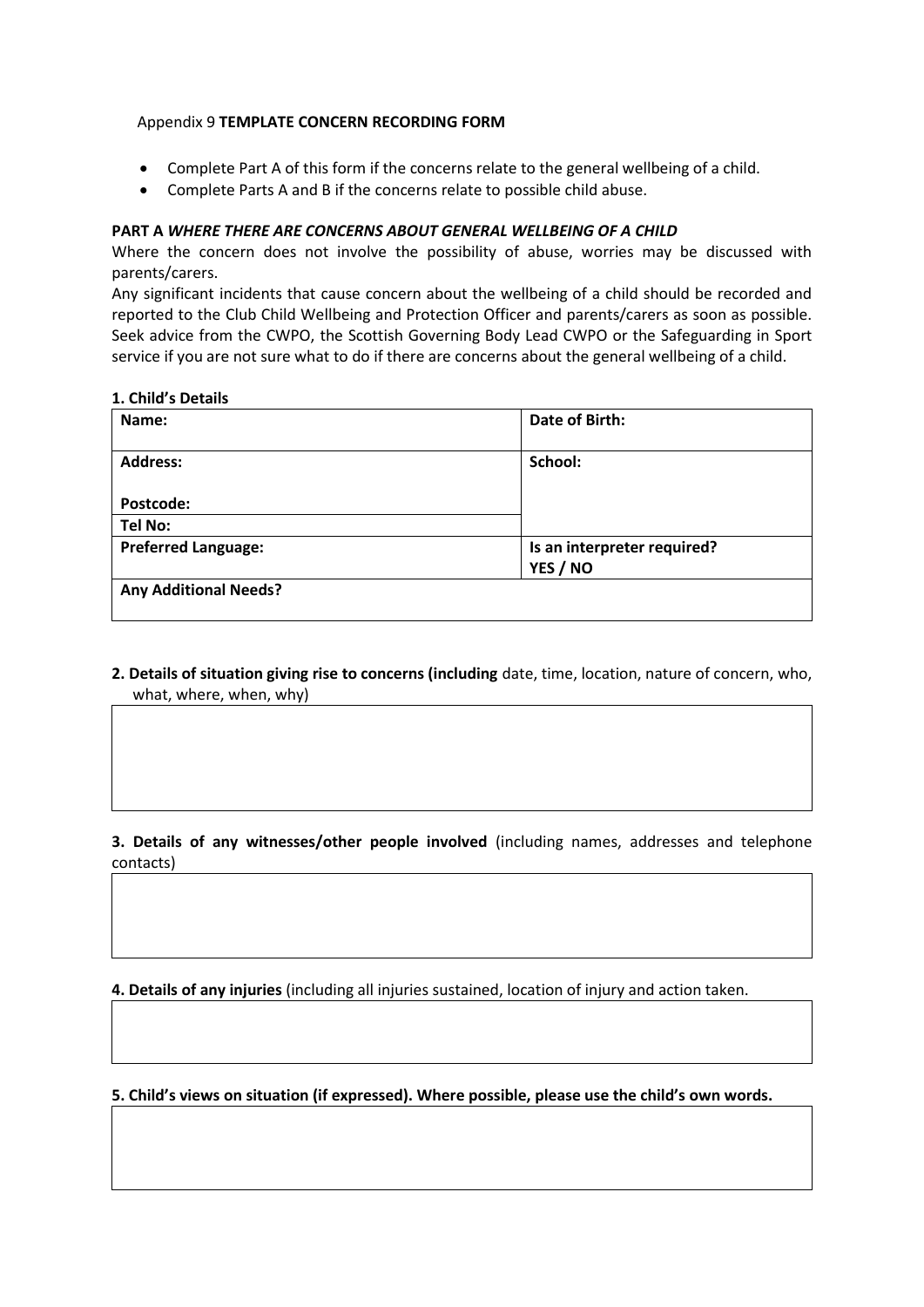Appendix 9 **TEMPLATE CONCERN RECORDING FORM**

- Complete Part A of this form if the concerns relate to the general wellbeing of a child.
- Complete Parts A and B if the concerns relate to possible child abuse.

**PART A** ***WHERE THERE ARE CONCERNS ABOUT GENERAL WELLBEING OF A CHILD***

Where the concern does not involve the possibility of abuse, worries may be discussed with parents/carers.

Any significant incidents that cause concern about the wellbeing of a child should be recorded and reported to the Club Child Wellbeing and Protection Officer and parents/carers as soon as possible. Seek advice from the CWPO, the Scottish Governing Body Lead CWPO or the Safeguarding in Sport service if you are not sure what to do if there are concerns about the general wellbeing of a child.

**1. Child's Details**

| **Name:** | **Date of Birth:** |
|---|---|
| **Address:** <br><br> **Postcode:** | **School:** |
| **Tel No:** | |
| **Preferred Language:** | **Is an interpreter required?** <br> **YES / NO** |
| **Any Additional Needs?** | |

**2. Details of situation giving rise to concerns (including** date, time, location, nature of concern, who, what, where, when, why)

| |
|---|
| |

**3. Details of any witnesses/other people involved** (including names, addresses and telephone contacts)

| |
|---|
| |

**4. Details of any injuries** (including all injuries sustained, location of injury and action taken.

| |
|---|
| |

**5. Child's views on situation (if expressed). Where possible, please use the child's own words.**

| |
|---|
| |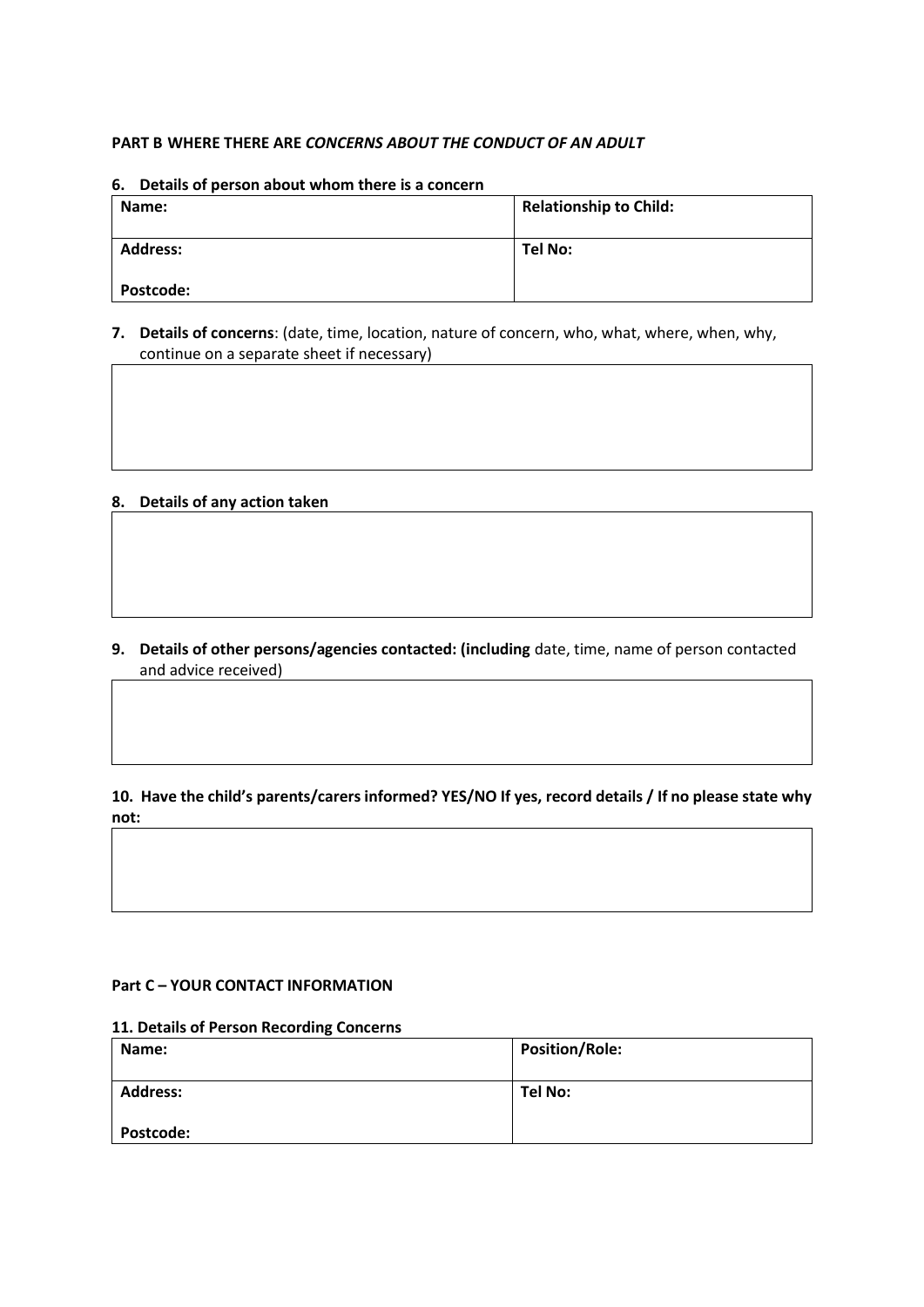**PART B WHERE THERE ARE *CONCERNS ABOUT THE CONDUCT OF AN ADULT***

**6. Details of person about whom there is a concern**

| **Name:** | **Relationship to Child:** |
|---|---|
| **Address:**<br><br>**Postcode:** | **Tel No:** |

**7. Details of concerns**: (date, time, location, nature of concern, who, what, where, when, why, continue on a separate sheet if necessary)

| |
|---|
| |

**8. Details of any action taken**

| |
|---|
| |

**9. Details of other persons/agencies contacted: (including** date, time, name of person contacted and advice received)

| |
|---|
| |

**10. Have the child's parents/carers informed? YES/NO If yes, record details / If no please state why not:**

| |
|---|
| |

**Part C – YOUR CONTACT INFORMATION**

**11. Details of Person Recording Concerns**

| **Name:** | **Position/Role:** |
|---|---|
| **Address:**<br><br>**Postcode:** | **Tel No:** |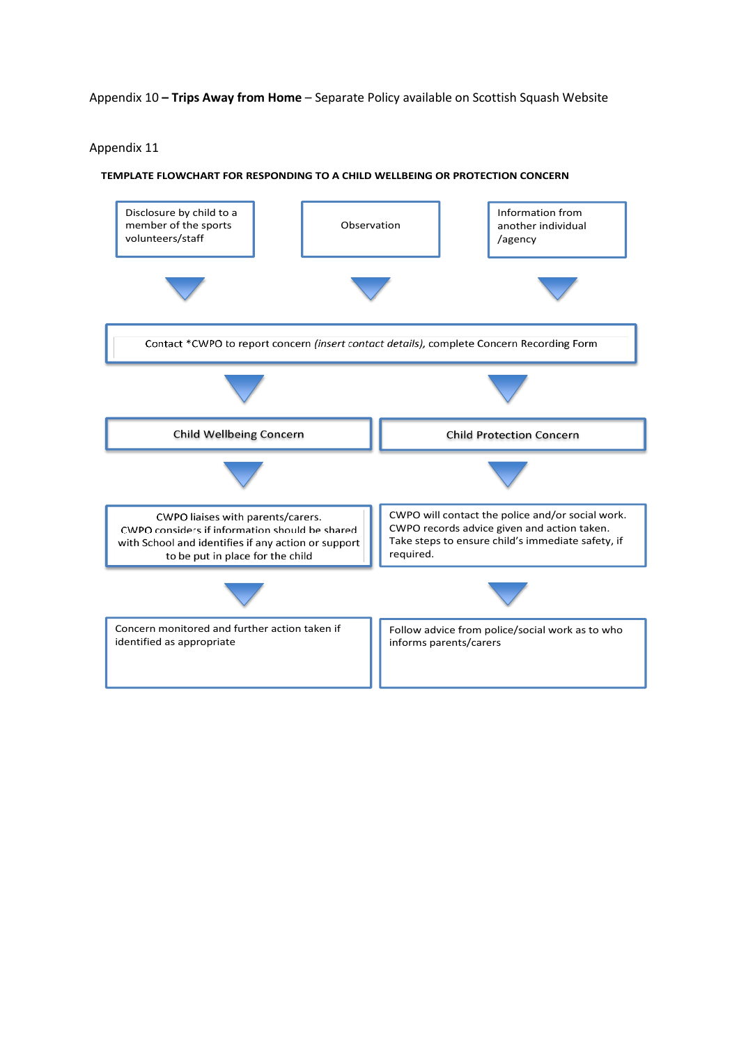Appendix 10 – **Trips Away from Home** – Separate Policy available on Scottish Squash Website

Appendix 11

**TEMPLATE FLOWCHART FOR RESPONDING TO A CHILD WELLBEING OR PROTECTION CONCERN**

Disclosure by child to a member of the sports volunteers/staff

Observation

Information from another individual /agency

Contact *CWPO to report concern *(insert contact details)*, complete Concern Recording Form

Child Wellbeing Concern

Child Protection Concern

CWPO liaises with parents/carers. CWPO considers if information should be shared with School and identifies if any action or support to be put in place for the child

CWPO will contact the police and/or social work. CWPO records advice given and action taken. Take steps to ensure child's immediate safety, if required.

Concern monitored and further action taken if identified as appropriate

Follow advice from police/social work as to who informs parents/carers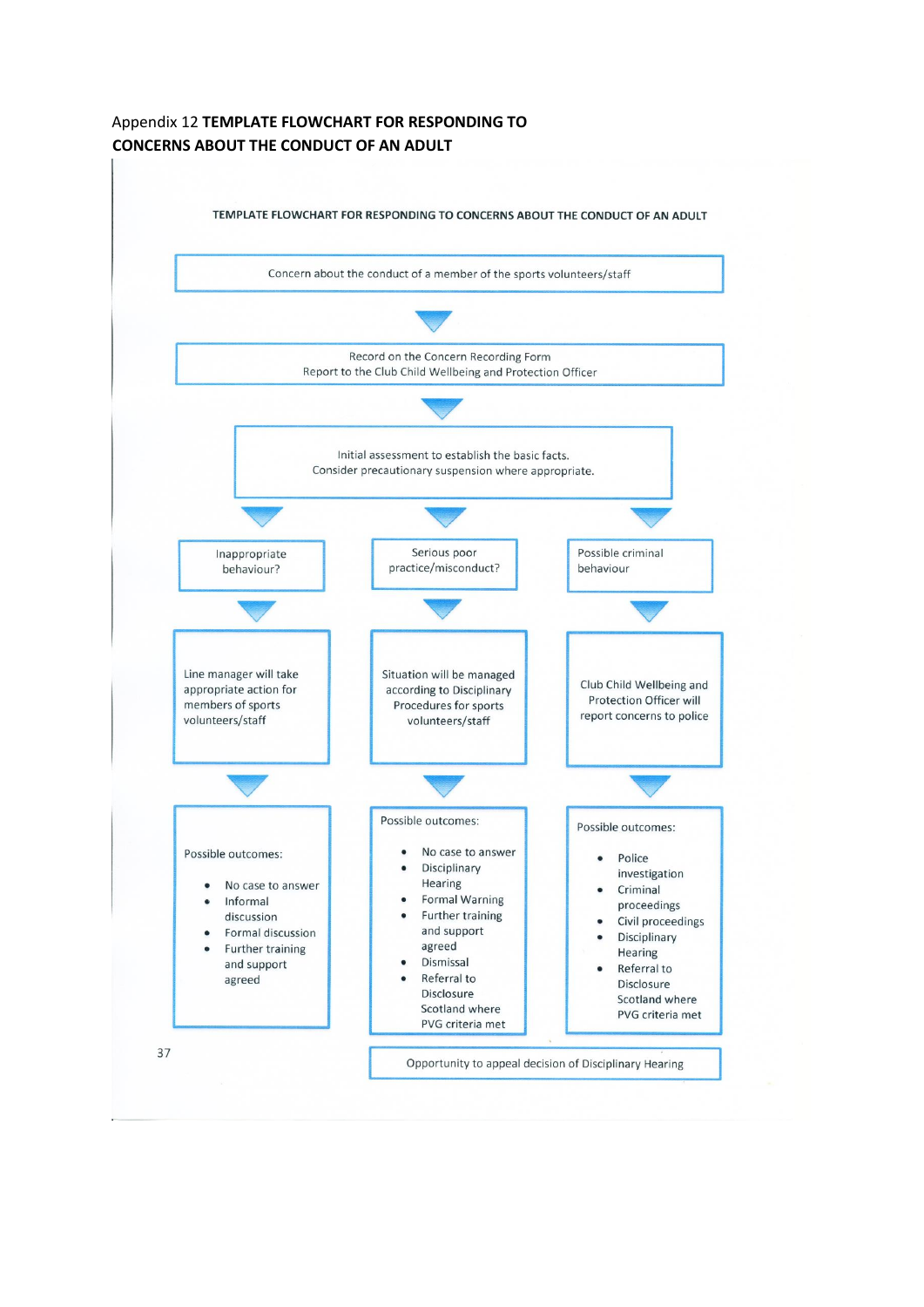Appendix 12 **TEMPLATE FLOWCHART FOR RESPONDING TO CONCERNS ABOUT THE CONDUCT OF AN ADULT**

**TEMPLATE FLOWCHART FOR RESPONDING TO CONCERNS ABOUT THE CONDUCT OF AN ADULT**

Concern about the conduct of a member of the sports volunteers/staff

↓

Record on the Concern Recording Form
Report to the Club Child Wellbeing and Protection Officer

↓

Initial assessment to establish the basic facts.
Consider precautionary suspension where appropriate.

↓

| Inappropriate behaviour? | Serious poor practice/misconduct? | Possible criminal behaviour |
|---|---|---|
| ↓ | ↓ | ↓ |
| Line manager will take appropriate action for members of sports volunteers/staff | Situation will be managed according to Disciplinary Procedures for sports volunteers/staff | Club Child Wellbeing and Protection Officer will report concerns to police |
| ↓ | ↓ | ↓ |
| Possible outcomes:<br>• No case to answer<br>• Informal discussion<br>• Formal discussion<br>• Further training and support agreed | Possible outcomes:<br>• No case to answer<br>• Disciplinary Hearing<br>• Formal Warning<br>• Further training and support agreed<br>• Dismissal<br>• Referral to Disclosure Scotland where PVG criteria met | Possible outcomes:<br>• Police investigation<br>• Criminal proceedings<br>• Civil proceedings<br>• Disciplinary Hearing<br>• Referral to Disclosure Scotland where PVG criteria met |

Opportunity to appeal decision of Disciplinary Hearing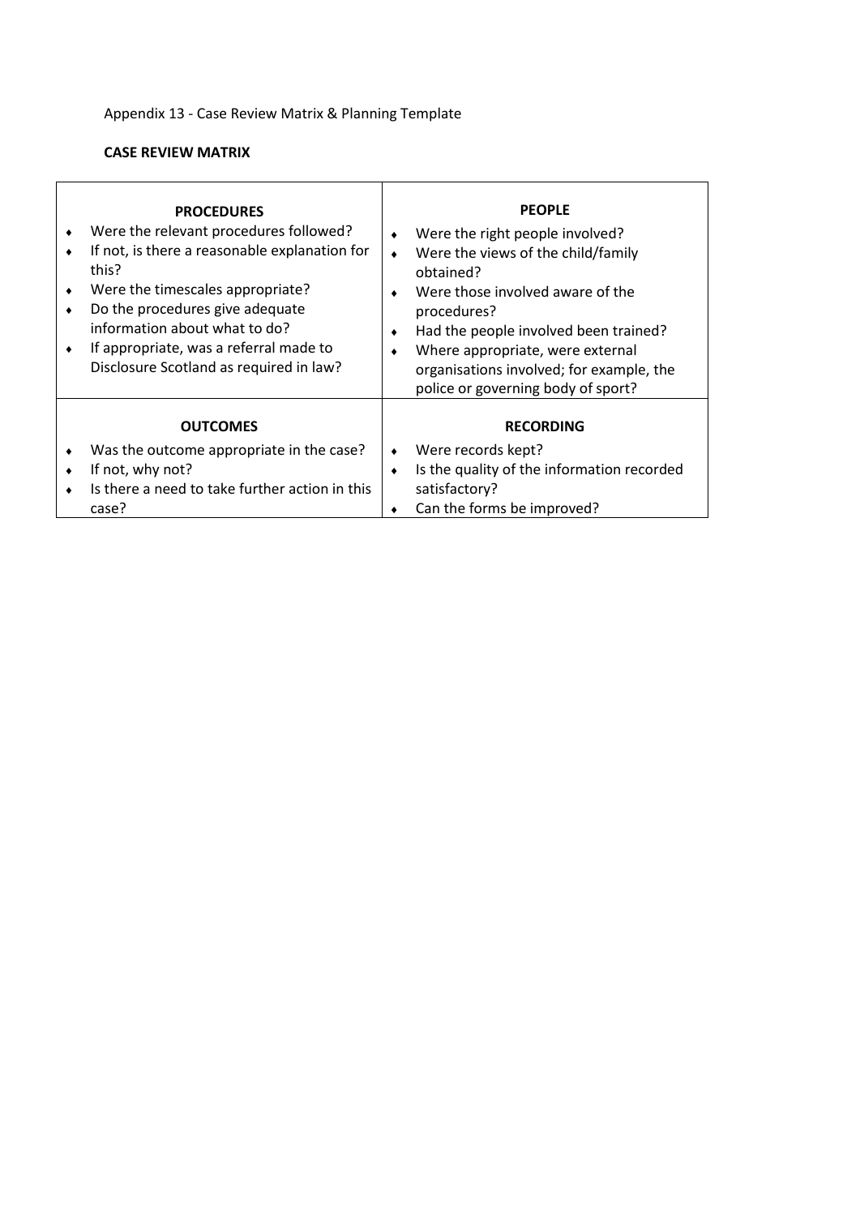Appendix 13 - Case Review Matrix & Planning Template

**CASE REVIEW MATRIX**

| **PROCEDURES** | **PEOPLE** |
|---|---|
| ♦ Were the relevant procedures followed?<br>♦ If not, is there a reasonable explanation for this?<br>♦ Were the timescales appropriate?<br>♦ Do the procedures give adequate information about what to do?<br>♦ If appropriate, was a referral made to Disclosure Scotland as required in law? | ♦ Were the right people involved?<br>♦ Were the views of the child/family obtained?<br>♦ Were those involved aware of the procedures?<br>♦ Had the people involved been trained?<br>♦ Where appropriate, were external organisations involved; for example, the police or governing body of sport? |
| **OUTCOMES** | **RECORDING** |
| ♦ Was the outcome appropriate in the case?<br>♦ If not, why not?<br>♦ Is there a need to take further action in this case? | ♦ Were records kept?<br>♦ Is the quality of the information recorded satisfactory?<br>♦ Can the forms be improved? |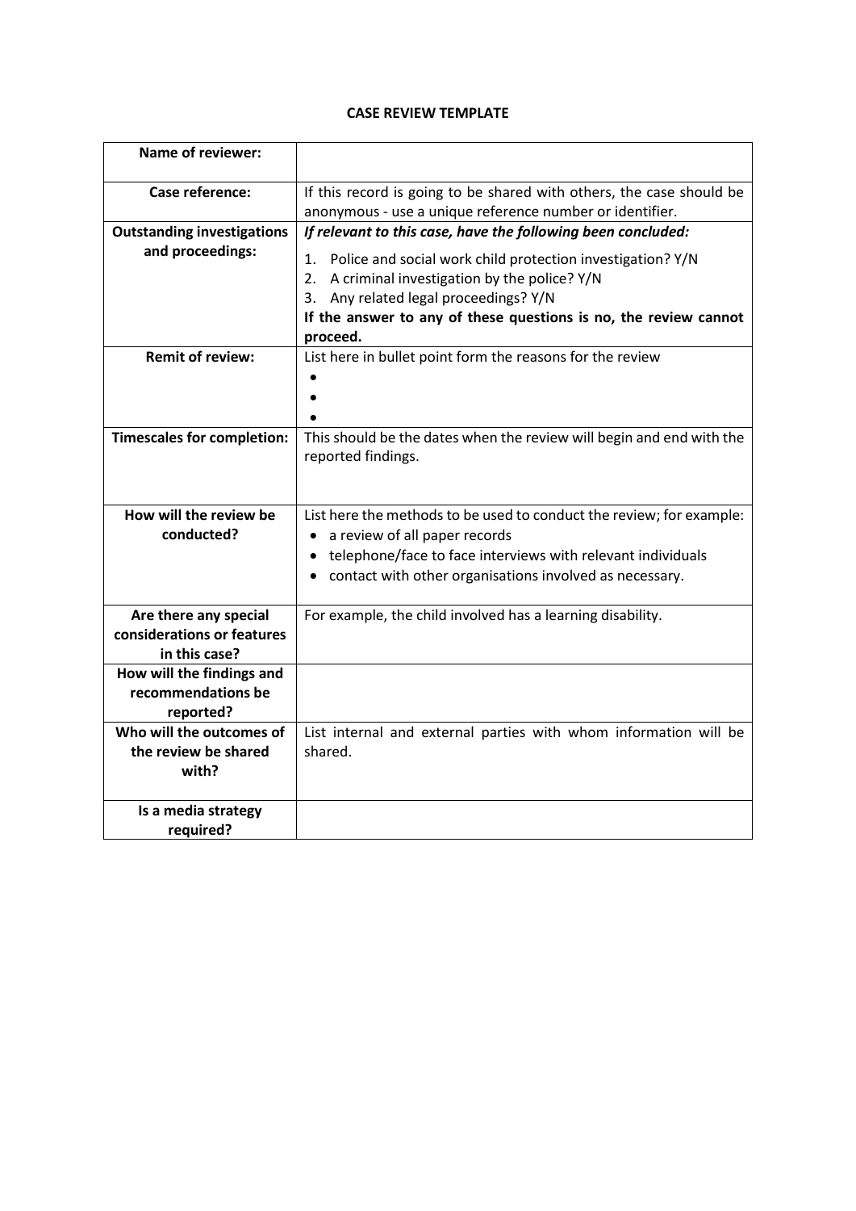**CASE REVIEW TEMPLATE**

| **Name of reviewer:** | |
|---|---|
| **Case reference:** | If this record is going to be shared with others, the case should be anonymous - use a unique reference number or identifier. |
| **Outstanding investigations and proceedings:** | ***If relevant to this case, have the following been concluded:***<br>1. Police and social work child protection investigation? Y/N<br>2. A criminal investigation by the police? Y/N<br>3. Any related legal proceedings? Y/N<br>**If the answer to any of these questions is no, the review cannot proceed.** |
| **Remit of review:** | List here in bullet point form the reasons for the review<br>•<br>•<br>• |
| **Timescales for completion:** | This should be the dates when the review will begin and end with the reported findings. |
| **How will the review be conducted?** | List here the methods to be used to conduct the review; for example:<br>• a review of all paper records<br>• telephone/face to face interviews with relevant individuals<br>• contact with other organisations involved as necessary. |
| **Are there any special considerations or features in this case?** | For example, the child involved has a learning disability. |
| **How will the findings and recommendations be reported?** | |
| **Who will the outcomes of the review be shared with?** | List internal and external parties with whom information will be shared. |
| **Is a media strategy required?** | |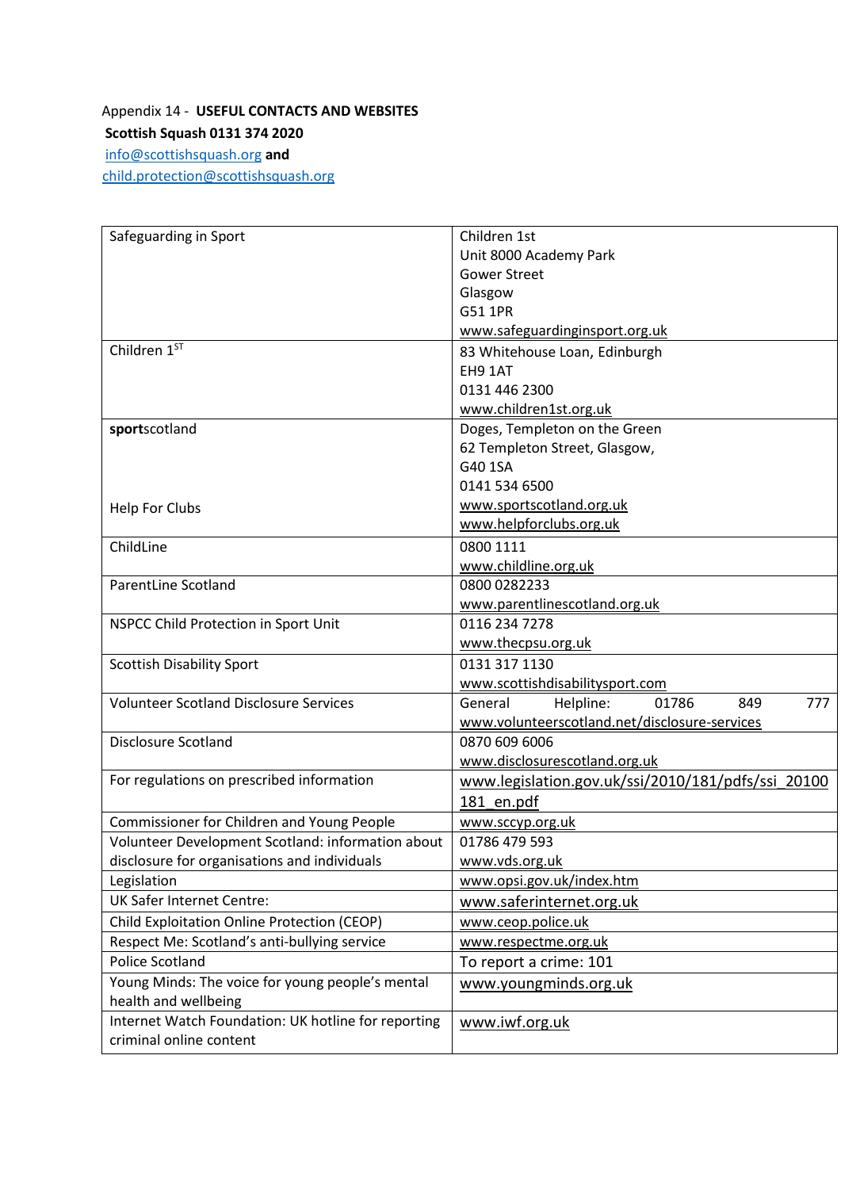Appendix 14 - **USEFUL CONTACTS AND WEBSITES**

**Scottish Squash 0131 374 2020**

info@scottishsquash.org **and**
child.protection@scottishsquash.org

| | |
|---|---|
| Safeguarding in Sport | Children 1st<br>Unit 8000 Academy Park<br>Gower Street<br>Glasgow<br>G51 1PR<br>www.safeguardinginsport.org.uk |
| Children 1[ST] | 83 Whitehouse Loan, Edinburgh<br>EH9 1AT<br>0131 446 2300<br>www.children1st.org.uk |
| **sport**scotland<br><br><br><br>Help For Clubs | Doges, Templeton on the Green<br>62 Templeton Street, Glasgow,<br>G40 1SA<br>0141 534 6500<br>www.sportscotland.org.uk<br>www.helpforclubs.org.uk |
| ChildLine | 0800 1111<br>www.childline.org.uk |
| ParentLine Scotland | 0800 0282233<br>www.parentlinescotland.org.uk |
| NSPCC Child Protection in Sport Unit | 0116 234 7278<br>www.thecpsu.org.uk |
| Scottish Disability Sport | 0131 317 1130<br>www.scottishdisabilitysport.com |
| Volunteer Scotland Disclosure Services | General Helpline: 01786 849 777<br>www.volunteerscotland.net/disclosure-services |
| Disclosure Scotland | 0870 609 6006<br>www.disclosurescotland.org.uk |
| For regulations on prescribed information | www.legislation.gov.uk/ssi/2010/181/pdfs/ssi_20100181_en.pdf |
| Commissioner for Children and Young People | www.sccyp.org.uk |
| Volunteer Development Scotland: information about disclosure for organisations and individuals | 01786 479 593<br>www.vds.org.uk |
| Legislation | www.opsi.gov.uk/index.htm |
| UK Safer Internet Centre: | www.saferinternet.org.uk |
| Child Exploitation Online Protection (CEOP) | www.ceop.police.uk |
| Respect Me: Scotland's anti-bullying service | www.respectme.org.uk |
| Police Scotland | To report a crime: 101 |
| Young Minds: The voice for young people's mental health and wellbeing | www.youngminds.org.uk |
| Internet Watch Foundation: UK hotline for reporting criminal online content | www.iwf.org.uk |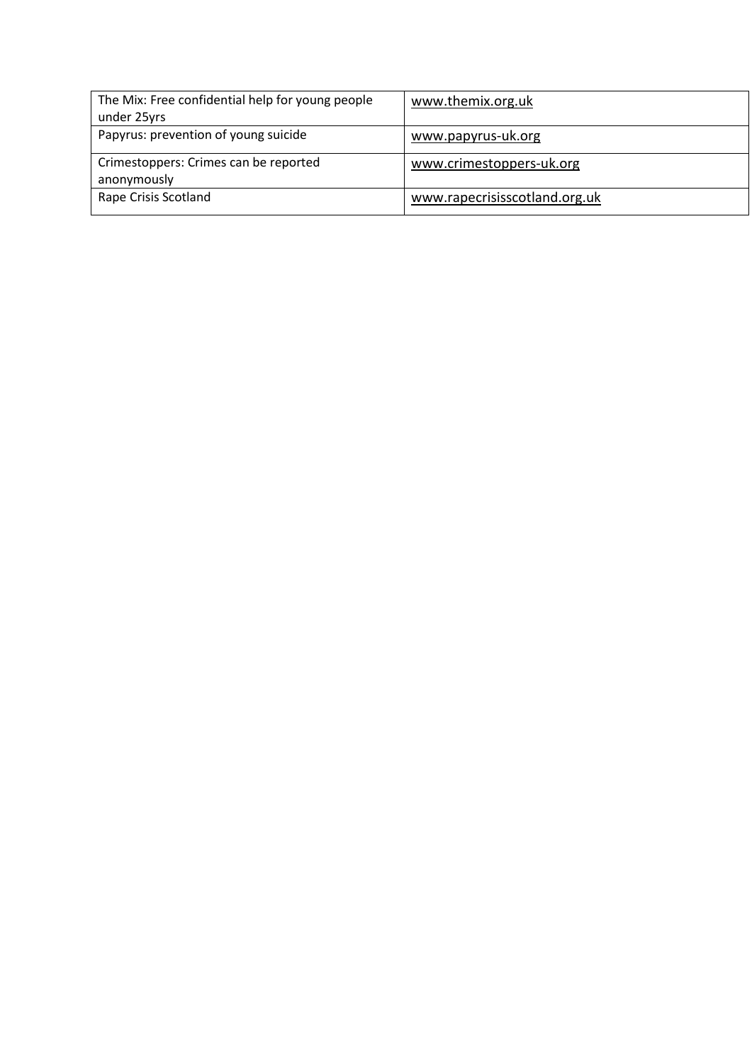| | |
|---|---|
| The Mix: Free confidential help for young people under 25yrs | www.themix.org.uk |
| Papyrus: prevention of young suicide | www.papyrus-uk.org |
| Crimestoppers: Crimes can be reported anonymously | www.crimestoppers-uk.org |
| Rape Crisis Scotland | www.rapecrisisscotland.org.uk |